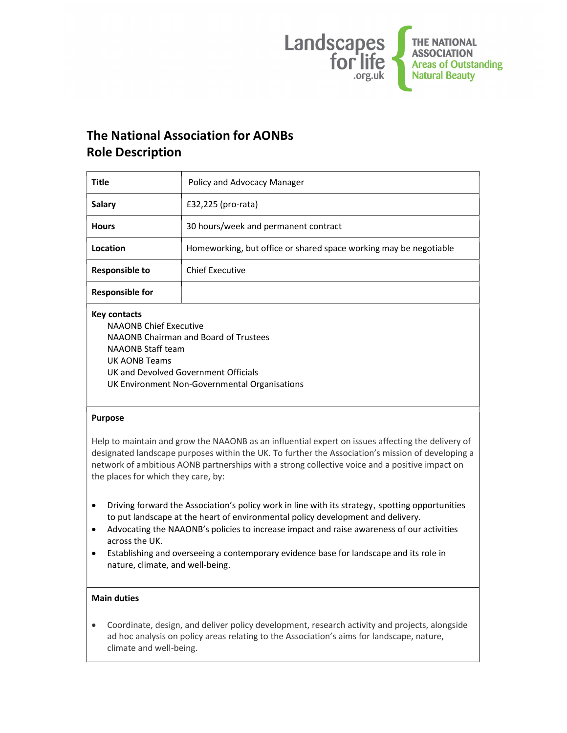# The National Association for AONBs
## Role Description

| Title | Policy and Advocacy Manager |
|---|---|
| Salary | £32,225 (pro-rata) |
| Hours | 30 hours/week and permanent contract |
| Location | Homeworking, but office or shared space working may be negotiable |
| Responsible to | Chief Executive |
| Responsible for | |

**Key contacts**

- NAAONB Chief Executive
- NAAONB Chairman and Board of Trustees
- NAAONB Staff team
- UK AONB Teams
- UK and Devolved Government Officials
- UK Environment Non-Governmental Organisations

**Purpose**

Help to maintain and grow the NAAONB as an influential expert on issues affecting the delivery of designated landscape purposes within the UK. To further the Association's mission of developing a network of ambitious AONB partnerships with a strong collective voice and a positive impact on the places for which they care, by:

- Driving forward the Association's policy work in line with its strategy, spotting opportunities to put landscape at the heart of environmental policy development and delivery.
- Advocating the NAAONB's policies to increase impact and raise awareness of our activities across the UK.
- Establishing and overseeing a contemporary evidence base for landscape and its role in nature, climate, and well-being.

**Main duties**

- Coordinate, design, and deliver policy development, research activity and projects, alongside ad hoc analysis on policy areas relating to the Association's aims for landscape, nature, climate and well-being.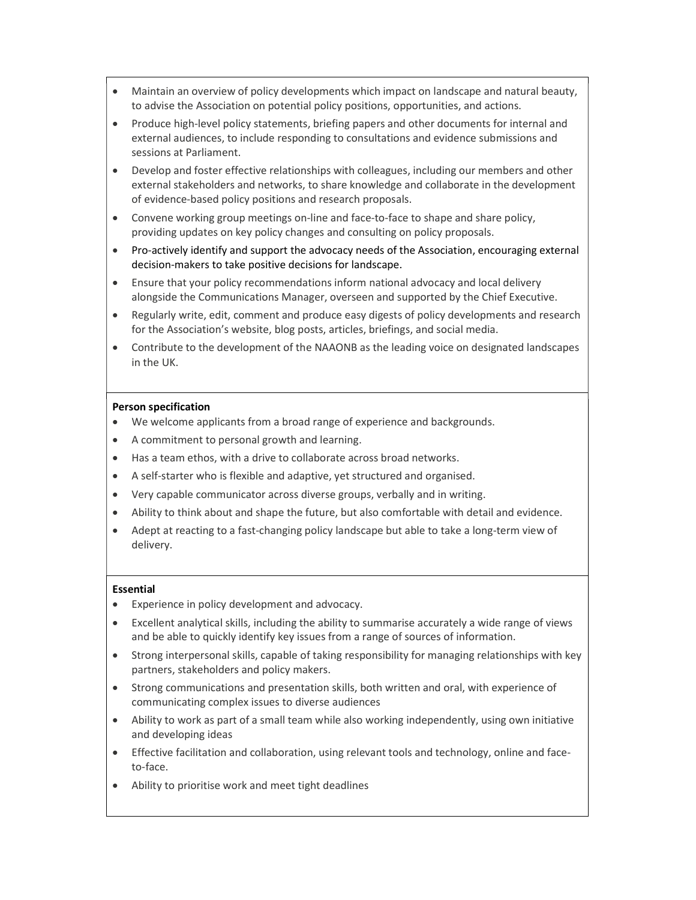- Maintain an overview of policy developments which impact on landscape and natural beauty, to advise the Association on potential policy positions, opportunities, and actions.
- Produce high-level policy statements, briefing papers and other documents for internal and external audiences, to include responding to consultations and evidence submissions and sessions at Parliament.
- Develop and foster effective relationships with colleagues, including our members and other external stakeholders and networks, to share knowledge and collaborate in the development of evidence-based policy positions and research proposals.
- Convene working group meetings on-line and face-to-face to shape and share policy, providing updates on key policy changes and consulting on policy proposals.
- Pro-actively identify and support the advocacy needs of the Association, encouraging external decision-makers to take positive decisions for landscape.
- Ensure that your policy recommendations inform national advocacy and local delivery alongside the Communications Manager, overseen and supported by the Chief Executive.
- Regularly write, edit, comment and produce easy digests of policy developments and research for the Association's website, blog posts, articles, briefings, and social media.
- Contribute to the development of the NAAONB as the leading voice on designated landscapes in the UK.

**Person specification**

- We welcome applicants from a broad range of experience and backgrounds.
- A commitment to personal growth and learning.
- Has a team ethos, with a drive to collaborate across broad networks.
- A self-starter who is flexible and adaptive, yet structured and organised.
- Very capable communicator across diverse groups, verbally and in writing.
- Ability to think about and shape the future, but also comfortable with detail and evidence.
- Adept at reacting to a fast-changing policy landscape but able to take a long-term view of delivery.

**Essential**

- Experience in policy development and advocacy.
- Excellent analytical skills, including the ability to summarise accurately a wide range of views and be able to quickly identify key issues from a range of sources of information.
- Strong interpersonal skills, capable of taking responsibility for managing relationships with key partners, stakeholders and policy makers.
- Strong communications and presentation skills, both written and oral, with experience of communicating complex issues to diverse audiences
- Ability to work as part of a small team while also working independently, using own initiative and developing ideas
- Effective facilitation and collaboration, using relevant tools and technology, online and face-to-face.
- Ability to prioritise work and meet tight deadlines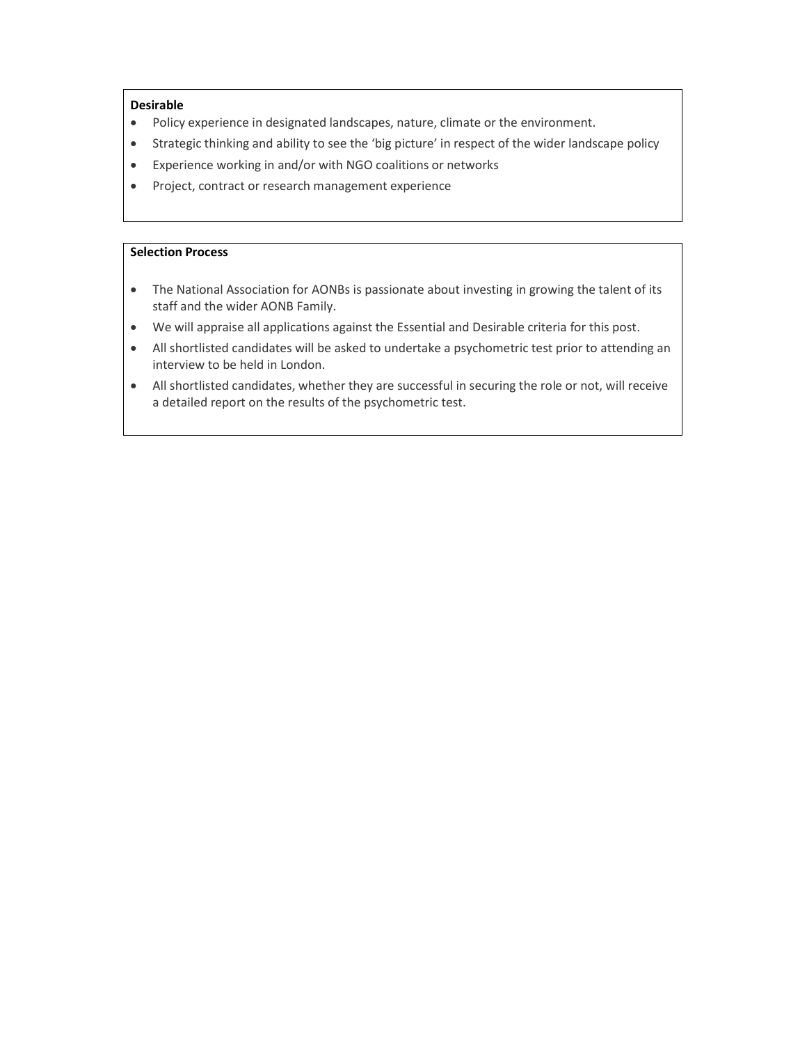**Desirable**

- Policy experience in designated landscapes, nature, climate or the environment.
- Strategic thinking and ability to see the 'big picture' in respect of the wider landscape policy
- Experience working in and/or with NGO coalitions or networks
- Project, contract or research management experience

**Selection Process**

- The National Association for AONBs is passionate about investing in growing the talent of its staff and the wider AONB Family.
- We will appraise all applications against the Essential and Desirable criteria for this post.
- All shortlisted candidates will be asked to undertake a psychometric test prior to attending an interview to be held in London.
- All shortlisted candidates, whether they are successful in securing the role or not, will receive a detailed report on the results of the psychometric test.